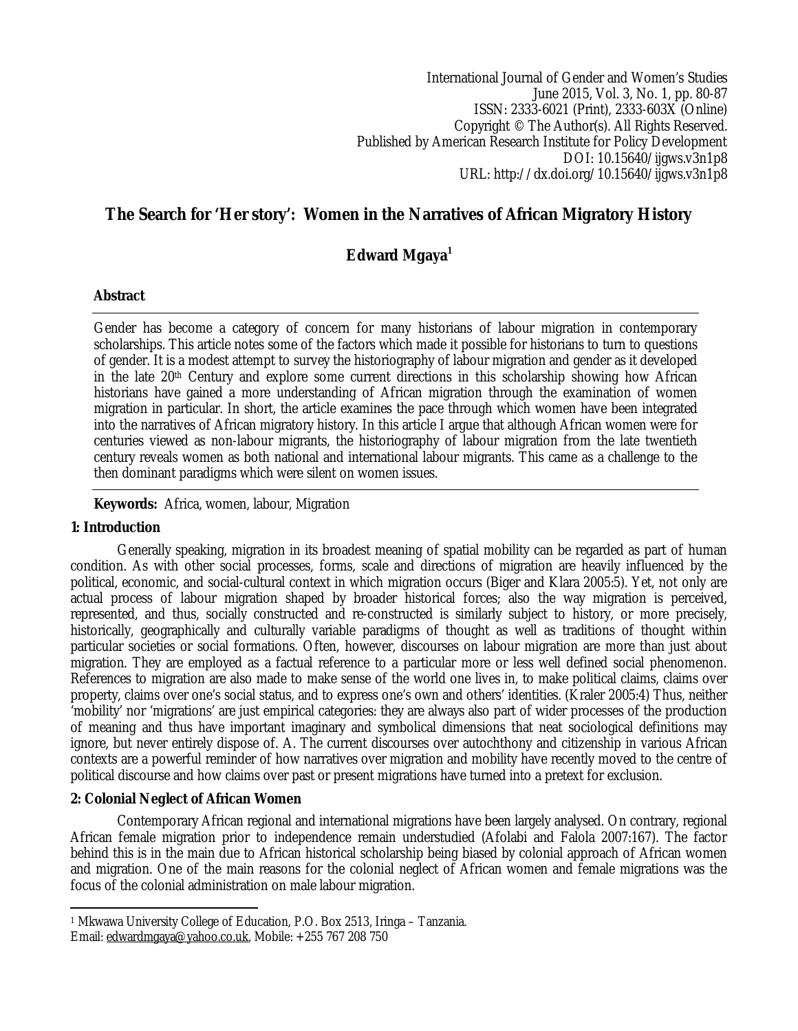International Journal of Gender and Women's Studies
June 2015, Vol. 3, No. 1, pp. 80-87
ISSN: 2333-6021 (Print), 2333-603X (Online)
Copyright © The Author(s). All Rights Reserved.
Published by American Research Institute for Policy Development
DOI: 10.15640/ijgws.v3n1p8
URL: http://dx.doi.org/10.15640/ijgws.v3n1p8

# The Search for 'Her story': Women in the Narratives of African Migratory History

**Edward Mgaya**[1]

## Abstract

Gender has become a category of concern for many historians of labour migration in contemporary scholarships. This article notes some of the factors which made it possible for historians to turn to questions of gender. It is a modest attempt to survey the historiography of labour migration and gender as it developed in the late 20th Century and explore some current directions in this scholarship showing how African historians have gained a more understanding of African migration through the examination of women migration in particular. In short, the article examines the pace through which women have been integrated into the narratives of African migratory history. In this article I argue that although African women were for centuries viewed as non-labour migrants, the historiography of labour migration from the late twentieth century reveals women as both national and international labour migrants. This came as a challenge to the then dominant paradigms which were silent on women issues.

**Keywords:** Africa, women, labour, Migration

## 1: Introduction

Generally speaking, migration in its broadest meaning of spatial mobility can be regarded as part of human condition. As with other social processes, forms, scale and directions of migration are heavily influenced by the political, economic, and social-cultural context in which migration occurs (Biger and Klara 2005:5). Yet, not only are actual process of labour migration shaped by broader historical forces; also the way migration is perceived, represented, and thus, socially constructed and re-constructed is similarly subject to history, or more precisely, historically, geographically and culturally variable paradigms of thought as well as traditions of thought within particular societies or social formations. Often, however, discourses on labour migration are more than just about migration. They are employed as a factual reference to a particular more or less well defined social phenomenon. References to migration are also made to make sense of the world one lives in, to make political claims, claims over property, claims over one's social status, and to express one's own and others' identities. (Kraler 2005:4) Thus, neither 'mobility' nor 'migrations' are just empirical categories: they are always also part of wider processes of the production of meaning and thus have important imaginary and symbolical dimensions that neat sociological definitions may ignore, but never entirely dispose of. A. The current discourses over autochthony and citizenship in various African contexts are a powerful reminder of how narratives over migration and mobility have recently moved to the centre of political discourse and how claims over past or present migrations have turned into a pretext for exclusion.

## 2: Colonial Neglect of African Women

Contemporary African regional and international migrations have been largely analysed. On contrary, regional African female migration prior to independence remain understudied (Afolabi and Falola 2007:167). The factor behind this is in the main due to African historical scholarship being biased by colonial approach of African women and migration. One of the main reasons for the colonial neglect of African women and female migrations was the focus of the colonial administration on male labour migration.

[1] Mkwawa University College of Education, P.O. Box 2513, Iringa – Tanzania.
Email: edwardmgaya@yahoo.co.uk, Mobile: +255 767 208 750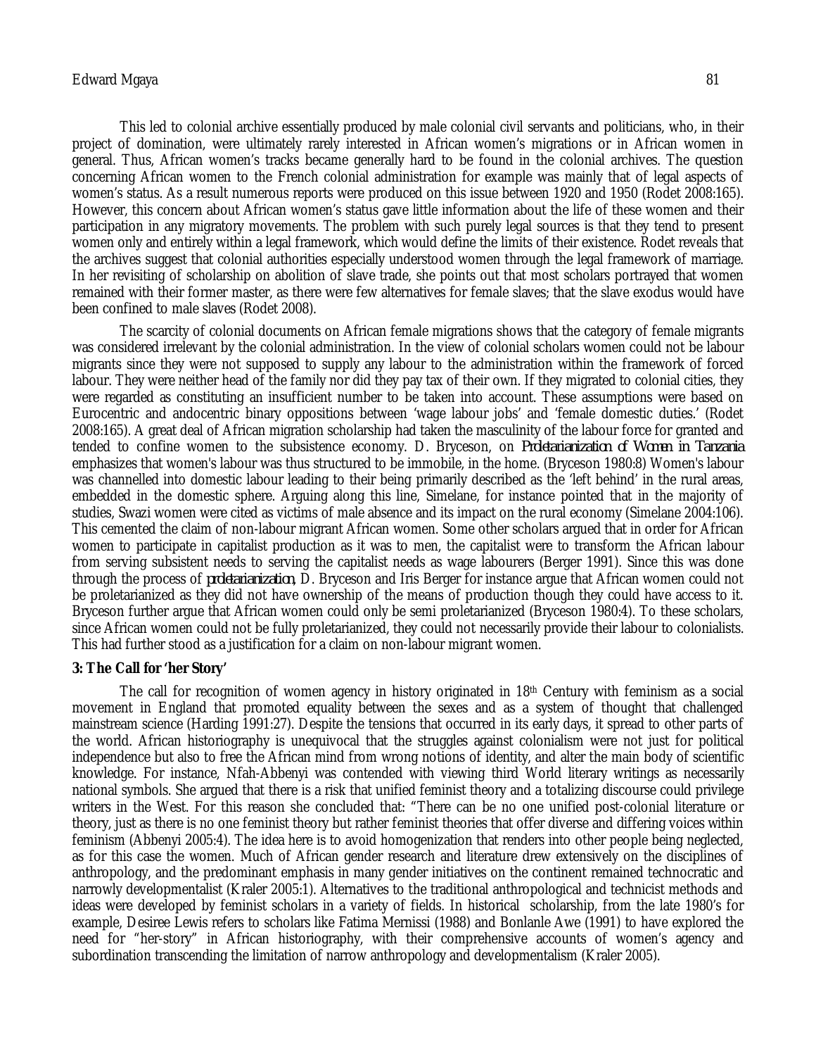This led to colonial archive essentially produced by male colonial civil servants and politicians, who, in their project of domination, were ultimately rarely interested in African women's migrations or in African women in general. Thus, African women's tracks became generally hard to be found in the colonial archives. The question concerning African women to the French colonial administration for example was mainly that of legal aspects of women's status. As a result numerous reports were produced on this issue between 1920 and 1950 (Rodet 2008:165). However, this concern about African women's status gave little information about the life of these women and their participation in any migratory movements. The problem with such purely legal sources is that they tend to present women only and entirely within a legal framework, which would define the limits of their existence. Rodet reveals that the archives suggest that colonial authorities especially understood women through the legal framework of marriage. In her revisiting of scholarship on abolition of slave trade, she points out that most scholars portrayed that women remained with their former master, as there were few alternatives for female slaves; that the slave exodus would have been confined to male slaves (Rodet 2008).

The scarcity of colonial documents on African female migrations shows that the category of female migrants was considered irrelevant by the colonial administration. In the view of colonial scholars women could not be labour migrants since they were not supposed to supply any labour to the administration within the framework of forced labour. They were neither head of the family nor did they pay tax of their own. If they migrated to colonial cities, they were regarded as constituting an insufficient number to be taken into account. These assumptions were based on Eurocentric and andocentric binary oppositions between 'wage labour jobs' and 'female domestic duties.' (Rodet 2008:165). A great deal of African migration scholarship had taken the masculinity of the labour force for granted and tended to confine women to the subsistence economy. D. Bryceson, on *Proletarianization of Women in Tanzania* emphasizes that women's labour was thus structured to be immobile, in the home. (Bryceson 1980:8) Women's labour was channelled into domestic labour leading to their being primarily described as the 'left behind' in the rural areas, embedded in the domestic sphere. Arguing along this line, Simelane, for instance pointed that in the majority of studies, Swazi women were cited as victims of male absence and its impact on the rural economy (Simelane 2004:106). This cemented the claim of non-labour migrant African women. Some other scholars argued that in order for African women to participate in capitalist production as it was to men, the capitalist were to transform the African labour from serving subsistent needs to serving the capitalist needs as wage labourers (Berger 1991). Since this was done through the process of *proletarianization*, D. Bryceson and Iris Berger for instance argue that African women could not be proletarianized as they did not have ownership of the means of production though they could have access to it. Bryceson further argue that African women could only be semi proletarianized (Bryceson 1980:4). To these scholars, since African women could not be fully proletarianized, they could not necessarily provide their labour to colonialists. This had further stood as a justification for a claim on non-labour migrant women.

**3: The Call for 'her Story'**

The call for recognition of women agency in history originated in 18th Century with feminism as a social movement in England that promoted equality between the sexes and as a system of thought that challenged mainstream science (Harding 1991:27). Despite the tensions that occurred in its early days, it spread to other parts of the world. African historiography is unequivocal that the struggles against colonialism were not just for political independence but also to free the African mind from wrong notions of identity, and alter the main body of scientific knowledge. For instance, Nfah-Abbenyi was contended with viewing third World literary writings as necessarily national symbols. She argued that there is a risk that unified feminist theory and a totalizing discourse could privilege writers in the West. For this reason she concluded that: "There can be no one unified post-colonial literature or theory, just as there is no one feminist theory but rather feminist theories that offer diverse and differing voices within feminism (Abbenyi 2005:4). The idea here is to avoid homogenization that renders into other people being neglected, as for this case the women. Much of African gender research and literature drew extensively on the disciplines of anthropology, and the predominant emphasis in many gender initiatives on the continent remained technocratic and narrowly developmentalist (Kraler 2005:1). Alternatives to the traditional anthropological and technicist methods and ideas were developed by feminist scholars in a variety of fields. In historical scholarship, from the late 1980's for example, Desiree Lewis refers to scholars like Fatima Mernissi (1988) and Bonlanle Awe (1991) to have explored the need for "her-story" in African historiography, with their comprehensive accounts of women's agency and subordination transcending the limitation of narrow anthropology and developmentalism (Kraler 2005).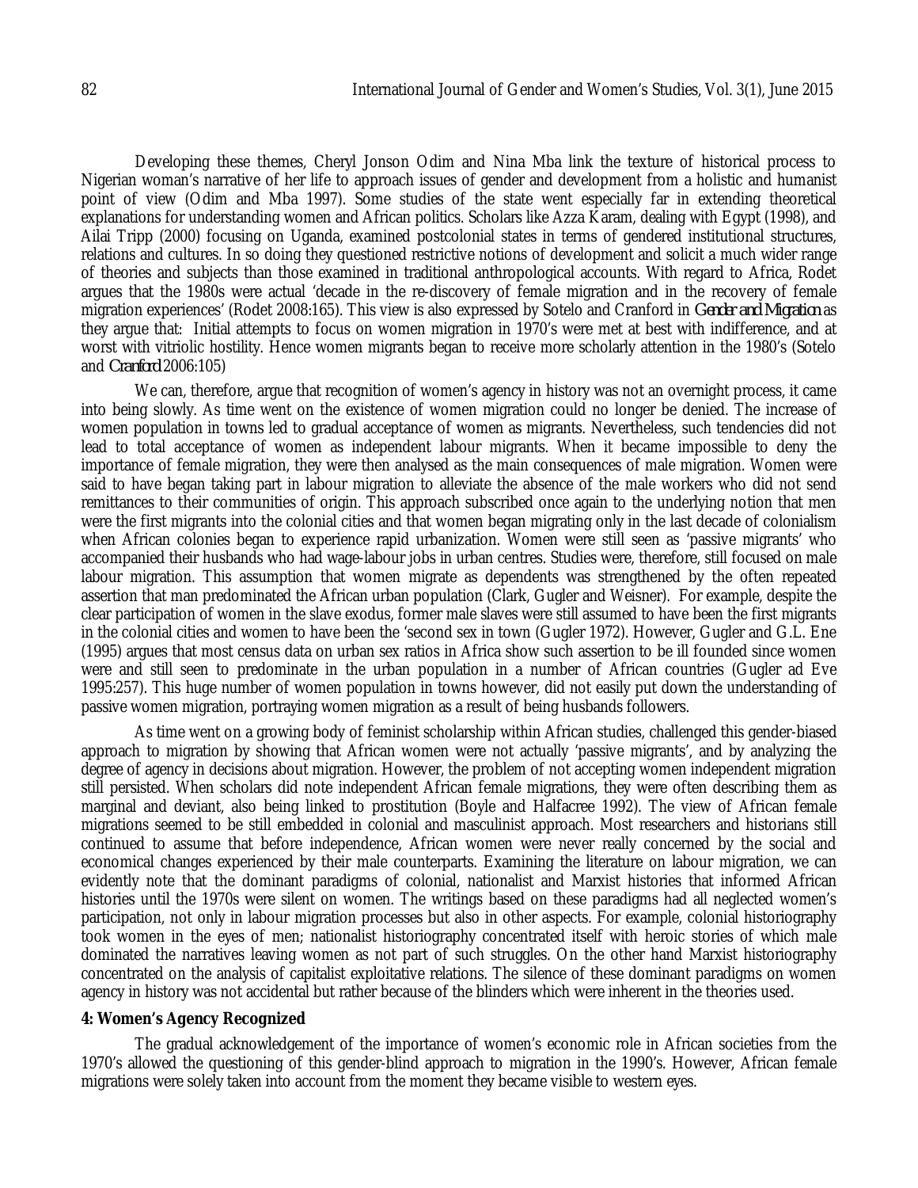Developing these themes, Cheryl Jonson Odim and Nina Mba link the texture of historical process to Nigerian woman's narrative of her life to approach issues of gender and development from a holistic and humanist point of view (Odim and Mba 1997). Some studies of the state went especially far in extending theoretical explanations for understanding women and African politics. Scholars like Azza Karam, dealing with Egypt (1998), and Ailai Tripp (2000) focusing on Uganda, examined postcolonial states in terms of gendered institutional structures, relations and cultures. In so doing they questioned restrictive notions of development and solicit a much wider range of theories and subjects than those examined in traditional anthropological accounts. With regard to Africa, Rodet argues that the 1980s were actual 'decade in the re-discovery of female migration and in the recovery of female migration experiences' (Rodet 2008:165). This view is also expressed by Sotelo and Cranford in *Gender and Migration* as they argue that: Initial attempts to focus on women migration in 1970's were met at best with indifference, and at worst with vitriolic hostility. Hence women migrants began to receive more scholarly attention in the 1980's (Sotelo and *Cranford* 2006:105)

We can, therefore, argue that recognition of women's agency in history was not an overnight process, it came into being slowly. As time went on the existence of women migration could no longer be denied. The increase of women population in towns led to gradual acceptance of women as migrants. Nevertheless, such tendencies did not lead to total acceptance of women as independent labour migrants. When it became impossible to deny the importance of female migration, they were then analysed as the main consequences of male migration. Women were said to have began taking part in labour migration to alleviate the absence of the male workers who did not send remittances to their communities of origin. This approach subscribed once again to the underlying notion that men were the first migrants into the colonial cities and that women began migrating only in the last decade of colonialism when African colonies began to experience rapid urbanization. Women were still seen as 'passive migrants' who accompanied their husbands who had wage-labour jobs in urban centres. Studies were, therefore, still focused on male labour migration. This assumption that women migrate as dependents was strengthened by the often repeated assertion that man predominated the African urban population (Clark, Gugler and Weisner). For example, despite the clear participation of women in the slave exodus, former male slaves were still assumed to have been the first migrants in the colonial cities and women to have been the 'second sex in town (Gugler 1972). However, Gugler and G.L. Ene (1995) argues that most census data on urban sex ratios in Africa show such assertion to be ill founded since women were and still seen to predominate in the urban population in a number of African countries (Gugler ad Eve 1995:257). This huge number of women population in towns however, did not easily put down the understanding of passive women migration, portraying women migration as a result of being husbands followers.

As time went on a growing body of feminist scholarship within African studies, challenged this gender-biased approach to migration by showing that African women were not actually 'passive migrants', and by analyzing the degree of agency in decisions about migration. However, the problem of not accepting women independent migration still persisted. When scholars did note independent African female migrations, they were often describing them as marginal and deviant, also being linked to prostitution (Boyle and Halfacree 1992). The view of African female migrations seemed to be still embedded in colonial and masculinist approach. Most researchers and historians still continued to assume that before independence, African women were never really concerned by the social and economical changes experienced by their male counterparts. Examining the literature on labour migration, we can evidently note that the dominant paradigms of colonial, nationalist and Marxist histories that informed African histories until the 1970s were silent on women. The writings based on these paradigms had all neglected women's participation, not only in labour migration processes but also in other aspects. For example, colonial historiography took women in the eyes of men; nationalist historiography concentrated itself with heroic stories of which male dominated the narratives leaving women as not part of such struggles. On the other hand Marxist historiography concentrated on the analysis of capitalist exploitative relations. The silence of these dominant paradigms on women agency in history was not accidental but rather because of the blinders which were inherent in the theories used.

**4: Women's Agency Recognized**

The gradual acknowledgement of the importance of women's economic role in African societies from the 1970's allowed the questioning of this gender-blind approach to migration in the 1990's. However, African female migrations were solely taken into account from the moment they became visible to western eyes.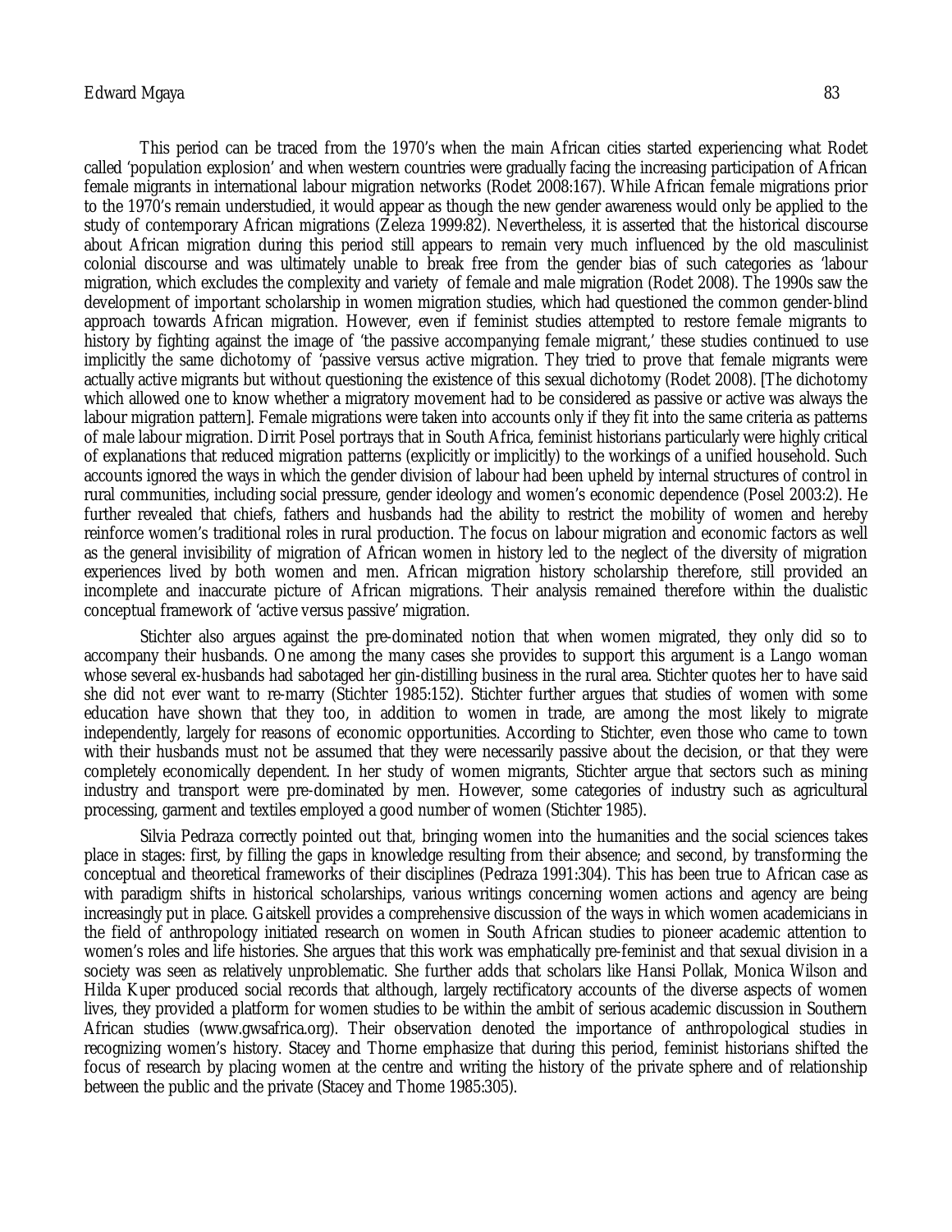This period can be traced from the 1970's when the main African cities started experiencing what Rodet called 'population explosion' and when western countries were gradually facing the increasing participation of African female migrants in international labour migration networks (Rodet 2008:167). While African female migrations prior to the 1970's remain understudied, it would appear as though the new gender awareness would only be applied to the study of contemporary African migrations (Zeleza 1999:82). Nevertheless, it is asserted that the historical discourse about African migration during this period still appears to remain very much influenced by the old masculinist colonial discourse and was ultimately unable to break free from the gender bias of such categories as 'labour migration, which excludes the complexity and variety of female and male migration (Rodet 2008). The 1990s saw the development of important scholarship in women migration studies, which had questioned the common gender-blind approach towards African migration. However, even if feminist studies attempted to restore female migrants to history by fighting against the image of 'the passive accompanying female migrant,' these studies continued to use implicitly the same dichotomy of 'passive versus active migration. They tried to prove that female migrants were actually active migrants but without questioning the existence of this sexual dichotomy (Rodet 2008). [The dichotomy which allowed one to know whether a migratory movement had to be considered as passive or active was always the labour migration pattern]. Female migrations were taken into accounts only if they fit into the same criteria as patterns of male labour migration. Dirrit Posel portrays that in South Africa, feminist historians particularly were highly critical of explanations that reduced migration patterns (explicitly or implicitly) to the workings of a unified household. Such accounts ignored the ways in which the gender division of labour had been upheld by internal structures of control in rural communities, including social pressure, gender ideology and women's economic dependence (Posel 2003:2). He further revealed that chiefs, fathers and husbands had the ability to restrict the mobility of women and hereby reinforce women's traditional roles in rural production. The focus on labour migration and economic factors as well as the general invisibility of migration of African women in history led to the neglect of the diversity of migration experiences lived by both women and men. African migration history scholarship therefore, still provided an incomplete and inaccurate picture of African migrations. Their analysis remained therefore within the dualistic conceptual framework of 'active versus passive' migration.

Stichter also argues against the pre-dominated notion that when women migrated, they only did so to accompany their husbands. One among the many cases she provides to support this argument is a Lango woman whose several ex-husbands had sabotaged her gin-distilling business in the rural area. Stichter quotes her to have said she did not ever want to re-marry (Stichter 1985:152). Stichter further argues that studies of women with some education have shown that they too, in addition to women in trade, are among the most likely to migrate independently, largely for reasons of economic opportunities. According to Stichter, even those who came to town with their husbands must not be assumed that they were necessarily passive about the decision, or that they were completely economically dependent. In her study of women migrants, Stichter argue that sectors such as mining industry and transport were pre-dominated by men. However, some categories of industry such as agricultural processing, garment and textiles employed a good number of women (Stichter 1985).

Silvia Pedraza correctly pointed out that, bringing women into the humanities and the social sciences takes place in stages: first, by filling the gaps in knowledge resulting from their absence; and second, by transforming the conceptual and theoretical frameworks of their disciplines (Pedraza 1991:304). This has been true to African case as with paradigm shifts in historical scholarships, various writings concerning women actions and agency are being increasingly put in place. Gaitskell provides a comprehensive discussion of the ways in which women academicians in the field of anthropology initiated research on women in South African studies to pioneer academic attention to women's roles and life histories. She argues that this work was emphatically pre-feminist and that sexual division in a society was seen as relatively unproblematic. She further adds that scholars like Hansi Pollak, Monica Wilson and Hilda Kuper produced social records that although, largely rectificatory accounts of the diverse aspects of women lives, they provided a platform for women studies to be within the ambit of serious academic discussion in Southern African studies (www.gwsafrica.org). Their observation denoted the importance of anthropological studies in recognizing women's history. Stacey and Thorne emphasize that during this period, feminist historians shifted the focus of research by placing women at the centre and writing the history of the private sphere and of relationship between the public and the private (Stacey and Thome 1985:305).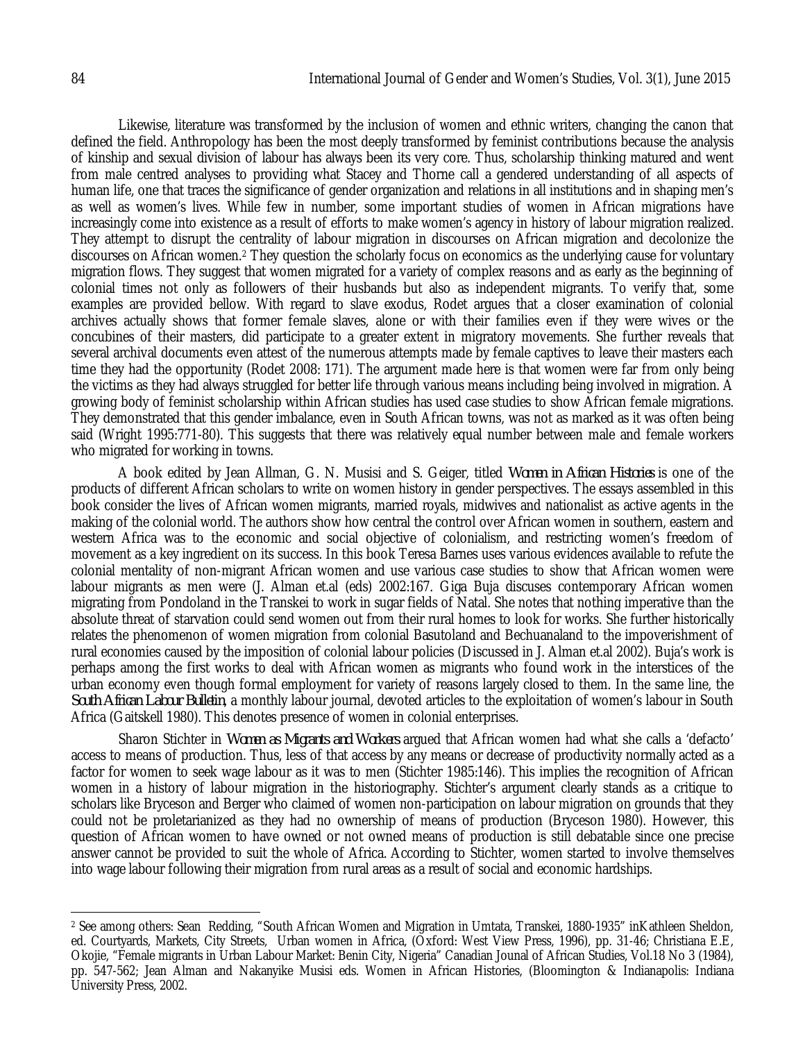Likewise, literature was transformed by the inclusion of women and ethnic writers, changing the canon that defined the field. Anthropology has been the most deeply transformed by feminist contributions because the analysis of kinship and sexual division of labour has always been its very core. Thus, scholarship thinking matured and went from male centred analyses to providing what Stacey and Thorne call a gendered understanding of all aspects of human life, one that traces the significance of gender organization and relations in all institutions and in shaping men's as well as women's lives. While few in number, some important studies of women in African migrations have increasingly come into existence as a result of efforts to make women's agency in history of labour migration realized. They attempt to disrupt the centrality of labour migration in discourses on African migration and decolonize the discourses on African women.[2] They question the scholarly focus on economics as the underlying cause for voluntary migration flows. They suggest that women migrated for a variety of complex reasons and as early as the beginning of colonial times not only as followers of their husbands but also as independent migrants. To verify that, some examples are provided bellow. With regard to slave exodus, Rodet argues that a closer examination of colonial archives actually shows that former female slaves, alone or with their families even if they were wives or the concubines of their masters, did participate to a greater extent in migratory movements. She further reveals that several archival documents even attest of the numerous attempts made by female captives to leave their masters each time they had the opportunity (Rodet 2008: 171). The argument made here is that women were far from only being the victims as they had always struggled for better life through various means including being involved in migration. A growing body of feminist scholarship within African studies has used case studies to show African female migrations. They demonstrated that this gender imbalance, even in South African towns, was not as marked as it was often being said (Wright 1995:771-80). This suggests that there was relatively equal number between male and female workers who migrated for working in towns.

A book edited by Jean Allman, G. N. Musisi and S. Geiger, titled *Women in African Histories* is one of the products of different African scholars to write on women history in gender perspectives. The essays assembled in this book consider the lives of African women migrants, married royals, midwives and nationalist as active agents in the making of the colonial world. The authors show how central the control over African women in southern, eastern and western Africa was to the economic and social objective of colonialism, and restricting women's freedom of movement as a key ingredient on its success. In this book Teresa Barnes uses various evidences available to refute the colonial mentality of non-migrant African women and use various case studies to show that African women were labour migrants as men were (J. Alman et.al (eds) 2002:167. Giga Buja discuses contemporary African women migrating from Pondoland in the Transkei to work in sugar fields of Natal. She notes that nothing imperative than the absolute threat of starvation could send women out from their rural homes to look for works. She further historically relates the phenomenon of women migration from colonial Basutoland and Bechuanaland to the impoverishment of rural economies caused by the imposition of colonial labour policies (Discussed in J. Alman et.al 2002). Buja's work is perhaps among the first works to deal with African women as migrants who found work in the interstices of the urban economy even though formal employment for variety of reasons largely closed to them. In the same line, the *South African Labour Bulletin*, a monthly labour journal, devoted articles to the exploitation of women's labour in South Africa (Gaitskell 1980). This denotes presence of women in colonial enterprises.

Sharon Stichter in *Women as Migrants and Workers* argued that African women had what she calls a 'defacto' access to means of production. Thus, less of that access by any means or decrease of productivity normally acted as a factor for women to seek wage labour as it was to men (Stichter 1985:146). This implies the recognition of African women in a history of labour migration in the historiography. Stichter's argument clearly stands as a critique to scholars like Bryceson and Berger who claimed of women non-participation on labour migration on grounds that they could not be proletarianized as they had no ownership of means of production (Bryceson 1980). However, this question of African women to have owned or not owned means of production is still debatable since one precise answer cannot be provided to suit the whole of Africa. According to Stichter, women started to involve themselves into wage labour following their migration from rural areas as a result of social and economic hardships.

---

[2] See among others: Sean Redding, "South African Women and Migration in Umtata, Transkei, 1880-1935" inKathleen Sheldon, ed. Courtyards, Markets, City Streets, Urban women in Africa, (Oxford: West View Press, 1996), pp. 31-46; Christiana E.E, Okojie, "Female migrants in Urban Labour Market: Benin City, Nigeria" Canadian Jounal of African Studies, Vol.18 No 3 (1984), pp. 547-562; Jean Alman and Nakanyike Musisi eds. Women in African Histories, (Bloomington & Indianapolis: Indiana University Press, 2002.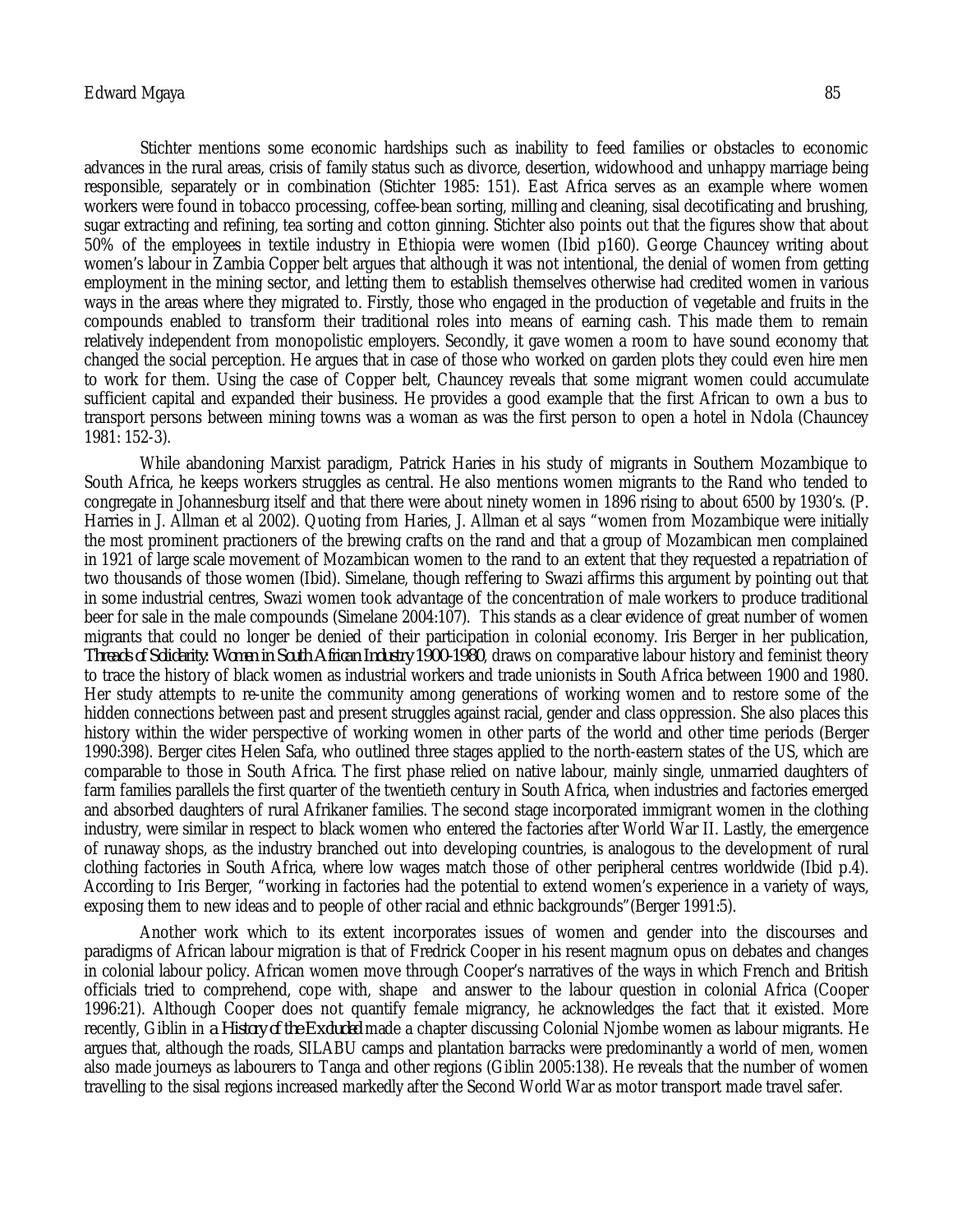Stichter mentions some economic hardships such as inability to feed families or obstacles to economic advances in the rural areas, crisis of family status such as divorce, desertion, widowhood and unhappy marriage being responsible, separately or in combination (Stichter 1985: 151). East Africa serves as an example where women workers were found in tobacco processing, coffee-bean sorting, milling and cleaning, sisal decotificating and brushing, sugar extracting and refining, tea sorting and cotton ginning. Stichter also points out that the figures show that about 50% of the employees in textile industry in Ethiopia were women (Ibid p160). George Chauncey writing about women's labour in Zambia Copper belt argues that although it was not intentional, the denial of women from getting employment in the mining sector, and letting them to establish themselves otherwise had credited women in various ways in the areas where they migrated to. Firstly, those who engaged in the production of vegetable and fruits in the compounds enabled to transform their traditional roles into means of earning cash. This made them to remain relatively independent from monopolistic employers. Secondly, it gave women a room to have sound economy that changed the social perception. He argues that in case of those who worked on garden plots they could even hire men to work for them. Using the case of Copper belt, Chauncey reveals that some migrant women could accumulate sufficient capital and expanded their business. He provides a good example that the first African to own a bus to transport persons between mining towns was a woman as was the first person to open a hotel in Ndola (Chauncey 1981: 152-3).

While abandoning Marxist paradigm, Patrick Haries in his study of migrants in Southern Mozambique to South Africa, he keeps workers struggles as central. He also mentions women migrants to the Rand who tended to congregate in Johannesburg itself and that there were about ninety women in 1896 rising to about 6500 by 1930's. (P. Harries in J. Allman et al 2002). Quoting from Haries, J. Allman et al says "women from Mozambique were initially the most prominent practioners of the brewing crafts on the rand and that a group of Mozambican men complained in 1921 of large scale movement of Mozambican women to the rand to an extent that they requested a repatriation of two thousands of those women (Ibid). Simelane, though reffering to Swazi affirms this argument by pointing out that in some industrial centres, Swazi women took advantage of the concentration of male workers to produce traditional beer for sale in the male compounds (Simelane 2004:107). This stands as a clear evidence of great number of women migrants that could no longer be denied of their participation in colonial economy. Iris Berger in her publication, *Threads of Solidarity: Women in South African Industry 1900-1980*, draws on comparative labour history and feminist theory to trace the history of black women as industrial workers and trade unionists in South Africa between 1900 and 1980. Her study attempts to re-unite the community among generations of working women and to restore some of the hidden connections between past and present struggles against racial, gender and class oppression. She also places this history within the wider perspective of working women in other parts of the world and other time periods (Berger 1990:398). Berger cites Helen Safa, who outlined three stages applied to the north-eastern states of the US, which are comparable to those in South Africa. The first phase relied on native labour, mainly single, unmarried daughters of farm families parallels the first quarter of the twentieth century in South Africa, when industries and factories emerged and absorbed daughters of rural Afrikaner families. The second stage incorporated immigrant women in the clothing industry, were similar in respect to black women who entered the factories after World War II. Lastly, the emergence of runaway shops, as the industry branched out into developing countries, is analogous to the development of rural clothing factories in South Africa, where low wages match those of other peripheral centres worldwide (Ibid p.4). According to Iris Berger, "working in factories had the potential to extend women's experience in a variety of ways, exposing them to new ideas and to people of other racial and ethnic backgrounds"(Berger 1991:5).

Another work which to its extent incorporates issues of women and gender into the discourses and paradigms of African labour migration is that of Fredrick Cooper in his resent magnum opus on debates and changes in colonial labour policy. African women move through Cooper's narratives of the ways in which French and British officials tried to comprehend, cope with, shape and answer to the labour question in colonial Africa (Cooper 1996:21). Although Cooper does not quantify female migrancy, he acknowledges the fact that it existed. More recently, Giblin in *a History of the Excluded* made a chapter discussing Colonial Njombe women as labour migrants. He argues that, although the roads, SILABU camps and plantation barracks were predominantly a world of men, women also made journeys as labourers to Tanga and other regions (Giblin 2005:138). He reveals that the number of women travelling to the sisal regions increased markedly after the Second World War as motor transport made travel safer.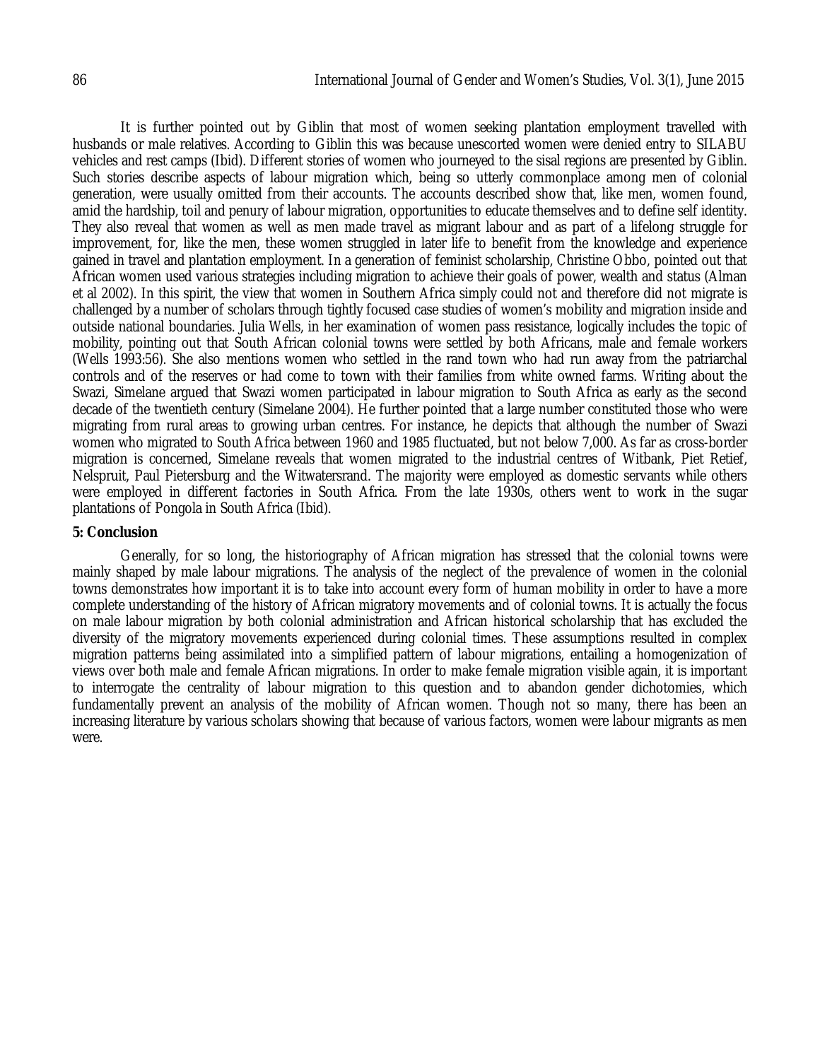It is further pointed out by Giblin that most of women seeking plantation employment travelled with husbands or male relatives. According to Giblin this was because unescorted women were denied entry to SILABU vehicles and rest camps (Ibid). Different stories of women who journeyed to the sisal regions are presented by Giblin. Such stories describe aspects of labour migration which, being so utterly commonplace among men of colonial generation, were usually omitted from their accounts. The accounts described show that, like men, women found, amid the hardship, toil and penury of labour migration, opportunities to educate themselves and to define self identity. They also reveal that women as well as men made travel as migrant labour and as part of a lifelong struggle for improvement, for, like the men, these women struggled in later life to benefit from the knowledge and experience gained in travel and plantation employment. In a generation of feminist scholarship, Christine Obbo, pointed out that African women used various strategies including migration to achieve their goals of power, wealth and status (Alman et al 2002). In this spirit, the view that women in Southern Africa simply could not and therefore did not migrate is challenged by a number of scholars through tightly focused case studies of women's mobility and migration inside and outside national boundaries. Julia Wells, in her examination of women pass resistance, logically includes the topic of mobility, pointing out that South African colonial towns were settled by both Africans, male and female workers (Wells 1993:56). She also mentions women who settled in the rand town who had run away from the patriarchal controls and of the reserves or had come to town with their families from white owned farms. Writing about the Swazi, Simelane argued that Swazi women participated in labour migration to South Africa as early as the second decade of the twentieth century (Simelane 2004). He further pointed that a large number constituted those who were migrating from rural areas to growing urban centres. For instance, he depicts that although the number of Swazi women who migrated to South Africa between 1960 and 1985 fluctuated, but not below 7,000. As far as cross-border migration is concerned, Simelane reveals that women migrated to the industrial centres of Witbank, Piet Retief, Nelspruit, Paul Pietersburg and the Witwatersrand. The majority were employed as domestic servants while others were employed in different factories in South Africa. From the late 1930s, others went to work in the sugar plantations of Pongola in South Africa (Ibid).

## 5: Conclusion

Generally, for so long, the historiography of African migration has stressed that the colonial towns were mainly shaped by male labour migrations. The analysis of the neglect of the prevalence of women in the colonial towns demonstrates how important it is to take into account every form of human mobility in order to have a more complete understanding of the history of African migratory movements and of colonial towns. It is actually the focus on male labour migration by both colonial administration and African historical scholarship that has excluded the diversity of the migratory movements experienced during colonial times. These assumptions resulted in complex migration patterns being assimilated into a simplified pattern of labour migrations, entailing a homogenization of views over both male and female African migrations. In order to make female migration visible again, it is important to interrogate the centrality of labour migration to this question and to abandon gender dichotomies, which fundamentally prevent an analysis of the mobility of African women. Though not so many, there has been an increasing literature by various scholars showing that because of various factors, women were labour migrants as men were.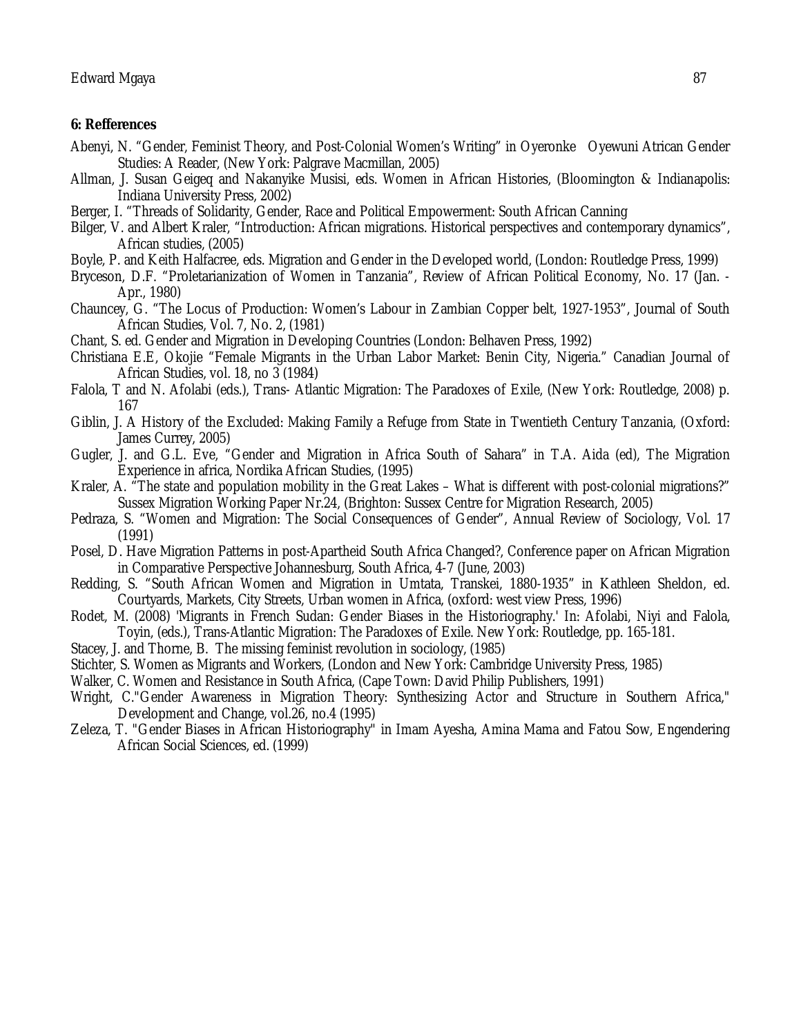## 6: Refferences

Abenyi, N. "Gender, Feminist Theory, and Post-Colonial Women's Writing" in Oyeronke Oyewuni Atrican Gender Studies: A Reader, (New York: Palgrave Macmillan, 2005)

Allman, J. Susan Geigeq and Nakanyike Musisi, eds. Women in African Histories, (Bloomington & Indianapolis: Indiana University Press, 2002)

Berger, I. "Threads of Solidarity, Gender, Race and Political Empowerment: South African Canning

Bilger, V. and Albert Kraler, "Introduction: African migrations. Historical perspectives and contemporary dynamics", African studies, (2005)

Boyle, P. and Keith Halfacree, eds. Migration and Gender in the Developed world, (London: Routledge Press, 1999)

Bryceson, D.F. "Proletarianization of Women in Tanzania", Review of African Political Economy, No. 17 (Jan. - Apr., 1980)

Chauncey, G. "The Locus of Production: Women's Labour in Zambian Copper belt, 1927-1953", Journal of South African Studies, Vol. 7, No. 2, (1981)

Chant, S. ed. Gender and Migration in Developing Countries (London: Belhaven Press, 1992)

Christiana E.E, Okojie "Female Migrants in the Urban Labor Market: Benin City, Nigeria." Canadian Journal of African Studies, vol. 18, no 3 (1984)

Falola, T and N. Afolabi (eds.), Trans- Atlantic Migration: The Paradoxes of Exile, (New York: Routledge, 2008) p. 167

Giblin, J. A History of the Excluded: Making Family a Refuge from State in Twentieth Century Tanzania, (Oxford: James Currey, 2005)

Gugler, J. and G.L. Eve, "Gender and Migration in Africa South of Sahara" in T.A. Aida (ed), The Migration Experience in africa, Nordika African Studies, (1995)

Kraler, A. "The state and population mobility in the Great Lakes – What is different with post-colonial migrations?" Sussex Migration Working Paper Nr.24, (Brighton: Sussex Centre for Migration Research, 2005)

Pedraza, S. "Women and Migration: The Social Consequences of Gender", Annual Review of Sociology, Vol. 17 (1991)

Posel, D. Have Migration Patterns in post-Apartheid South Africa Changed?, Conference paper on African Migration in Comparative Perspective Johannesburg, South Africa, 4-7 (June, 2003)

Redding, S. "South African Women and Migration in Umtata, Transkei, 1880-1935" in Kathleen Sheldon, ed. Courtyards, Markets, City Streets, Urban women in Africa, (oxford: west view Press, 1996)

Rodet, M. (2008) 'Migrants in French Sudan: Gender Biases in the Historiography.' In: Afolabi, Niyi and Falola, Toyin, (eds.), Trans-Atlantic Migration: The Paradoxes of Exile. New York: Routledge, pp. 165-181.

Stacey, J. and Thorne, B. The missing feminist revolution in sociology, (1985)

Stichter, S. Women as Migrants and Workers, (London and New York: Cambridge University Press, 1985)

Walker, C. Women and Resistance in South Africa, (Cape Town: David Philip Publishers, 1991)

Wright, C."Gender Awareness in Migration Theory: Synthesizing Actor and Structure in Southern Africa," Development and Change, vol.26, no.4 (1995)

Zeleza, T. "Gender Biases in African Historiography" in Imam Ayesha, Amina Mama and Fatou Sow, Engendering African Social Sciences, ed. (1999)